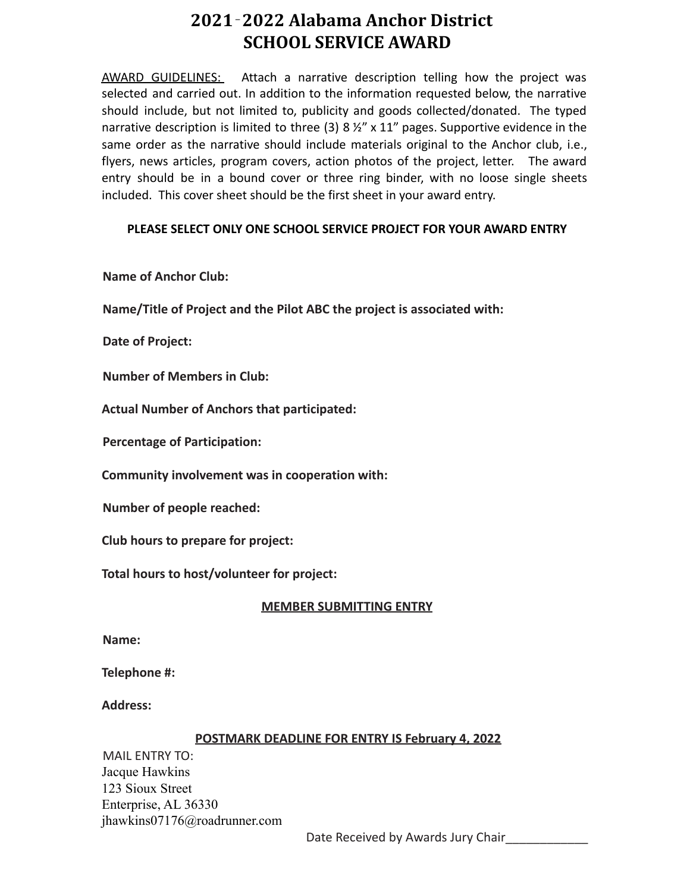# 2021-2022 Alabama Anchor District
# SCHOOL SERVICE AWARD

AWARD GUIDELINES: Attach a narrative description telling how the project was selected and carried out. In addition to the information requested below, the narrative should include, but not limited to, publicity and goods collected/donated. The typed narrative description is limited to three (3) 8 ½" x 11" pages. Supportive evidence in the same order as the narrative should include materials original to the Anchor club, i.e., flyers, news articles, program covers, action photos of the project, letter. The award entry should be in a bound cover or three ring binder, with no loose single sheets included. This cover sheet should be the first sheet in your award entry.

**PLEASE SELECT ONLY ONE SCHOOL SERVICE PROJECT FOR YOUR AWARD ENTRY**

**Name of Anchor Club:**

**Name/Title of Project and the Pilot ABC the project is associated with:**

**Date of Project:**

**Number of Members in Club:**

**Actual Number of Anchors that participated:**

**Percentage of Participation:**

**Community involvement was in cooperation with:**

**Number of people reached:**

**Club hours to prepare for project:**

**Total hours to host/volunteer for project:**

**MEMBER SUBMITTING ENTRY**

**Name:**

**Telephone #:**

**Address:**

**POSTMARK DEADLINE FOR ENTRY IS February 4, 2022**

MAIL ENTRY TO:
Jacque Hawkins
123 Sioux Street
Enterprise, AL 36330
jhawkins07176@roadrunner.com

Date Received by Awards Jury Chair____________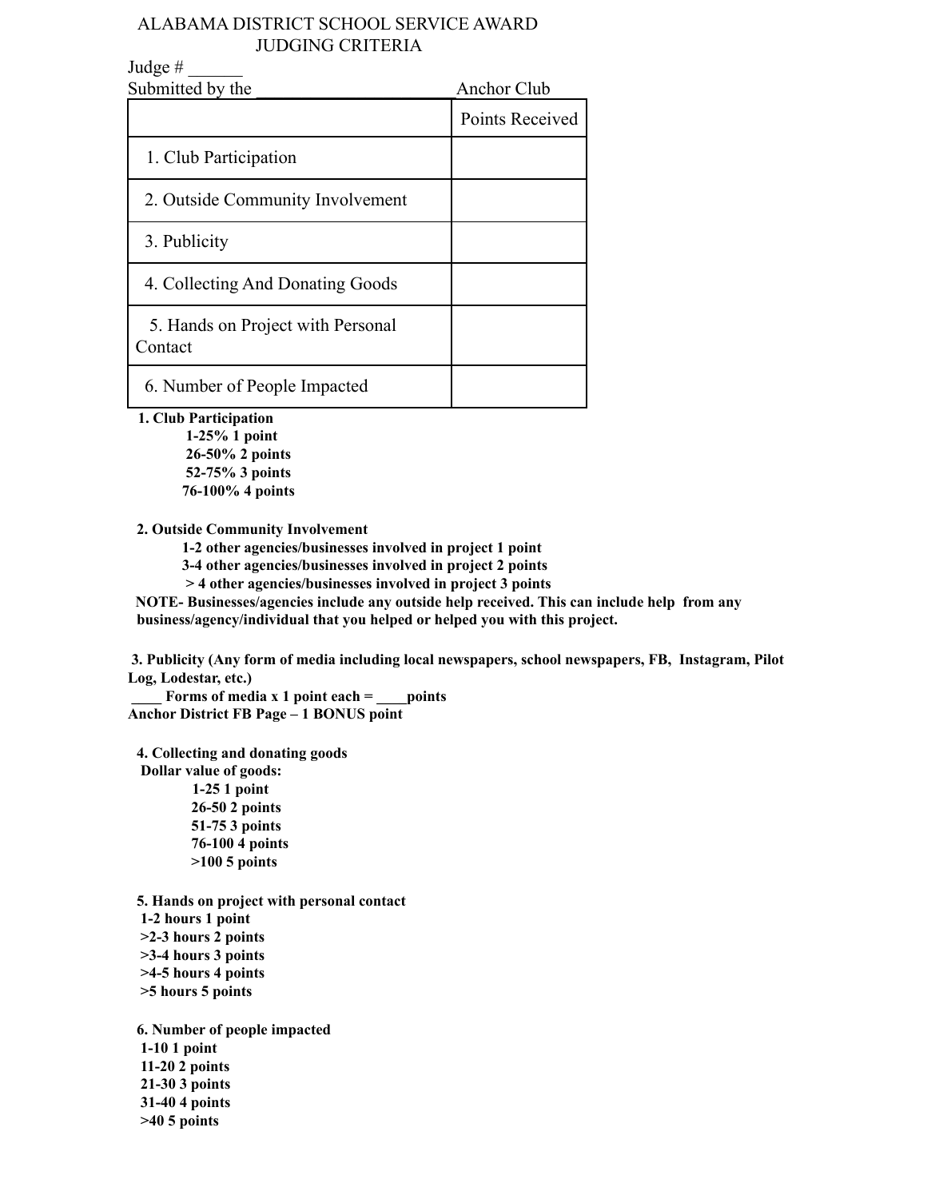# ALABAMA DISTRICT SCHOOL SERVICE AWARD
## JUDGING CRITERIA

Judge # ______

Submitted by the ______________________ Anchor Club

| | Points Received |
|---|---|
| 1. Club Participation | |
| 2. Outside Community Involvement | |
| 3. Publicity | |
| 4. Collecting And Donating Goods | |
| 5. Hands on Project with Personal Contact | |
| 6. Number of People Impacted | |

**1. Club Participation**

**1-25% 1 point**
**26-50% 2 points**
**52-75% 3 points**
**76-100% 4 points**

**2. Outside Community Involvement**

**1-2 other agencies/businesses involved in project 1 point**
**3-4 other agencies/businesses involved in project 2 points**
**> 4 other agencies/businesses involved in project 3 points**

**NOTE- Businesses/agencies include any outside help received. This can include help from any business/agency/individual that you helped or helped you with this project.**

**3. Publicity (Any form of media including local newspapers, school newspapers, FB, Instagram, Pilot Log, Lodestar, etc.)**

**____ Forms of media x 1 point each = ____points**
**Anchor District FB Page – 1 BONUS point**

**4. Collecting and donating goods**

**Dollar value of goods:**
**1-25 1 point**
**26-50 2 points**
**51-75 3 points**
**76-100 4 points**
**>100 5 points**

**5. Hands on project with personal contact**

**1-2 hours 1 point**
**>2-3 hours 2 points**
**>3-4 hours 3 points**
**>4-5 hours 4 points**
**>5 hours 5 points**

**6. Number of people impacted**

**1-10 1 point**
**11-20 2 points**
**21-30 3 points**
**31-40 4 points**
**>40 5 points**